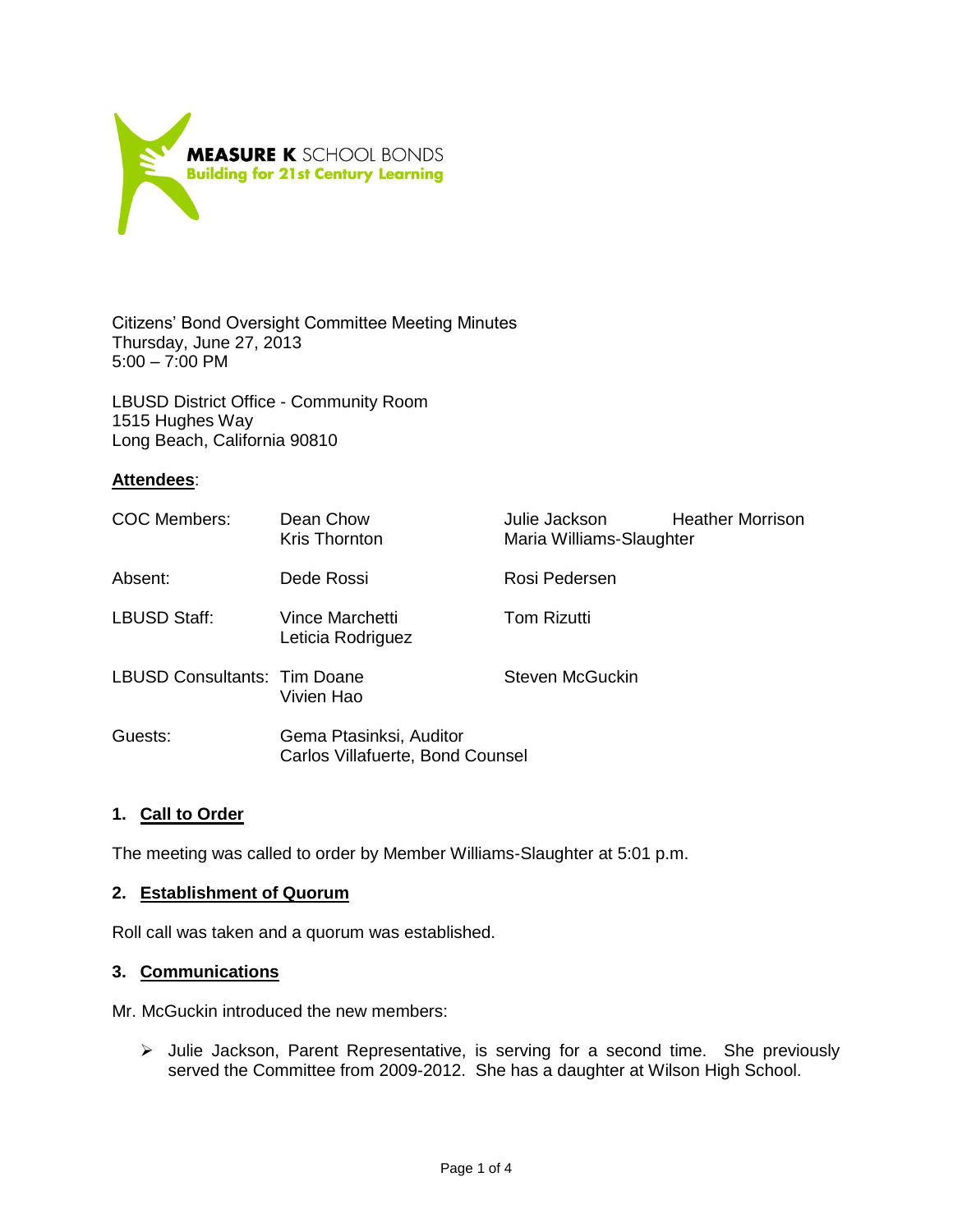**MEASURE K** SCHOOL BONDS
**Building for 21st Century Learning**

Citizens' Bond Oversight Committee Meeting Minutes
Thursday, June 27, 2013
5:00 – 7:00 PM

LBUSD District Office - Community Room
1515 Hughes Way
Long Beach, California 90810

**Attendees**:

| | | | |
|---|---|---|---|
| COC Members: | Dean Chow<br>Kris Thornton | Julie Jackson<br>Maria Williams-Slaughter | Heather Morrison |
| Absent: | Dede Rossi | Rosi Pedersen | |
| LBUSD Staff: | Vince Marchetti<br>Leticia Rodriguez | Tom Rizutti | |
| LBUSD Consultants: | Tim Doane<br>Vivien Hao | Steven McGuckin | |
| Guests: | Gema Ptasinksi, Auditor<br>Carlos Villafuerte, Bond Counsel | | |

## 1. Call to Order

The meeting was called to order by Member Williams-Slaughter at 5:01 p.m.

## 2. Establishment of Quorum

Roll call was taken and a quorum was established.

## 3. Communications

Mr. McGuckin introduced the new members:

- Julie Jackson, Parent Representative, is serving for a second time. She previously served the Committee from 2009-2012. She has a daughter at Wilson High School.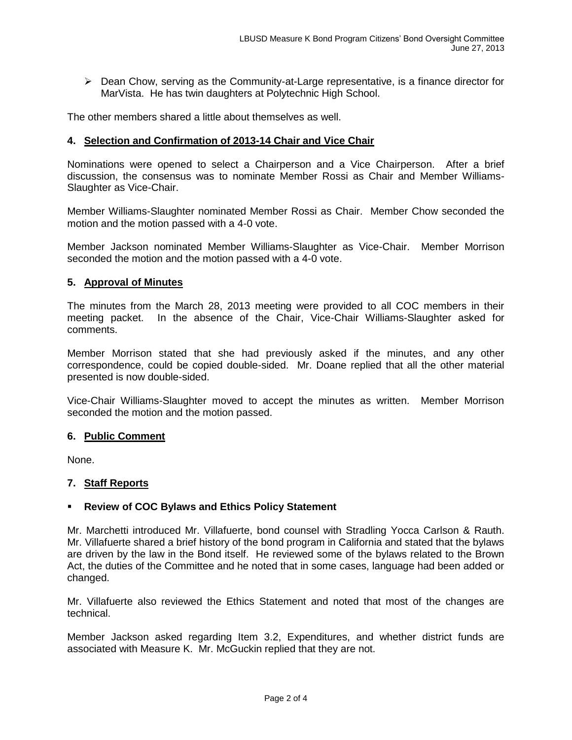- Dean Chow, serving as the Community-at-Large representative, is a finance director for MarVista. He has twin daughters at Polytechnic High School.

The other members shared a little about themselves as well.

## 4. Selection and Confirmation of 2013-14 Chair and Vice Chair

Nominations were opened to select a Chairperson and a Vice Chairperson. After a brief discussion, the consensus was to nominate Member Rossi as Chair and Member Williams-Slaughter as Vice-Chair.

Member Williams-Slaughter nominated Member Rossi as Chair. Member Chow seconded the motion and the motion passed with a 4-0 vote.

Member Jackson nominated Member Williams-Slaughter as Vice-Chair. Member Morrison seconded the motion and the motion passed with a 4-0 vote.

## 5. Approval of Minutes

The minutes from the March 28, 2013 meeting were provided to all COC members in their meeting packet. In the absence of the Chair, Vice-Chair Williams-Slaughter asked for comments.

Member Morrison stated that she had previously asked if the minutes, and any other correspondence, could be copied double-sided. Mr. Doane replied that all the other material presented is now double-sided.

Vice-Chair Williams-Slaughter moved to accept the minutes as written. Member Morrison seconded the motion and the motion passed.

## 6. Public Comment

None.

## 7. Staff Reports

- **Review of COC Bylaws and Ethics Policy Statement**

Mr. Marchetti introduced Mr. Villafuerte, bond counsel with Stradling Yocca Carlson & Rauth. Mr. Villafuerte shared a brief history of the bond program in California and stated that the bylaws are driven by the law in the Bond itself. He reviewed some of the bylaws related to the Brown Act, the duties of the Committee and he noted that in some cases, language had been added or changed.

Mr. Villafuerte also reviewed the Ethics Statement and noted that most of the changes are technical.

Member Jackson asked regarding Item 3.2, Expenditures, and whether district funds are associated with Measure K. Mr. McGuckin replied that they are not.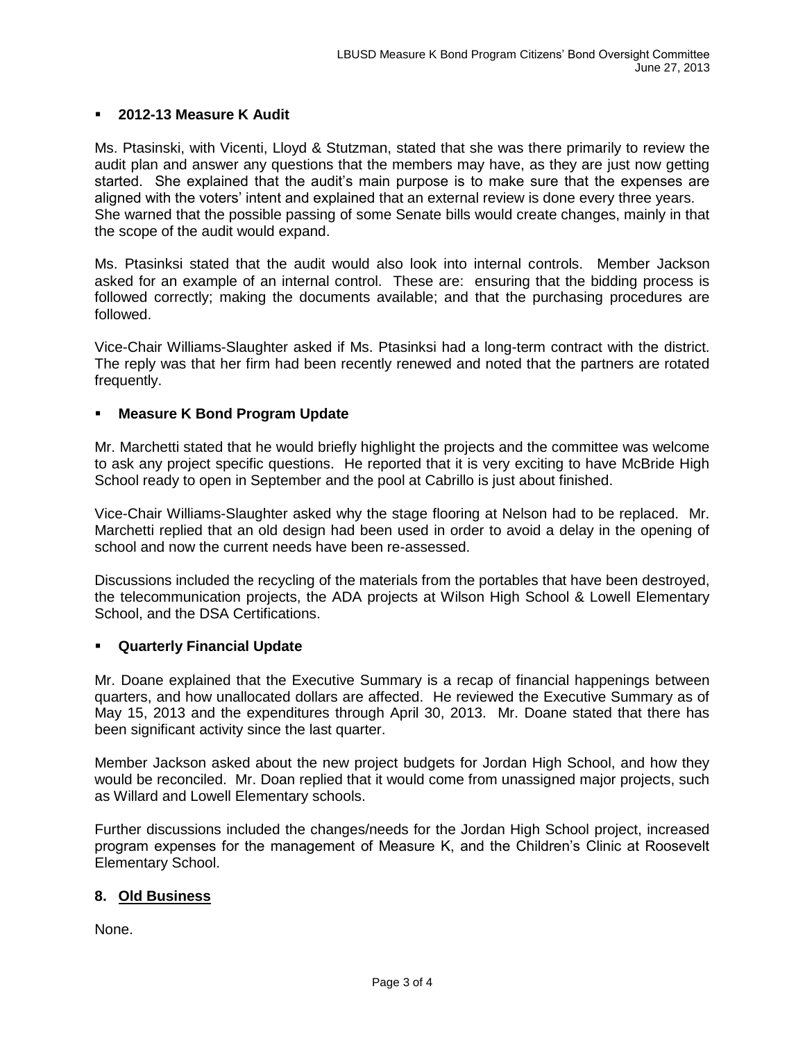- **2012-13 Measure K Audit**

Ms. Ptasinski, with Vicenti, Lloyd & Stutzman, stated that she was there primarily to review the audit plan and answer any questions that the members may have, as they are just now getting started. She explained that the audit's main purpose is to make sure that the expenses are aligned with the voters' intent and explained that an external review is done every three years. She warned that the possible passing of some Senate bills would create changes, mainly in that the scope of the audit would expand.

Ms. Ptasinksi stated that the audit would also look into internal controls. Member Jackson asked for an example of an internal control. These are: ensuring that the bidding process is followed correctly; making the documents available; and that the purchasing procedures are followed.

Vice-Chair Williams-Slaughter asked if Ms. Ptasinksi had a long-term contract with the district. The reply was that her firm had been recently renewed and noted that the partners are rotated frequently.

- **Measure K Bond Program Update**

Mr. Marchetti stated that he would briefly highlight the projects and the committee was welcome to ask any project specific questions. He reported that it is very exciting to have McBride High School ready to open in September and the pool at Cabrillo is just about finished.

Vice-Chair Williams-Slaughter asked why the stage flooring at Nelson had to be replaced. Mr. Marchetti replied that an old design had been used in order to avoid a delay in the opening of school and now the current needs have been re-assessed.

Discussions included the recycling of the materials from the portables that have been destroyed, the telecommunication projects, the ADA projects at Wilson High School & Lowell Elementary School, and the DSA Certifications.

- **Quarterly Financial Update**

Mr. Doane explained that the Executive Summary is a recap of financial happenings between quarters, and how unallocated dollars are affected. He reviewed the Executive Summary as of May 15, 2013 and the expenditures through April 30, 2013. Mr. Doane stated that there has been significant activity since the last quarter.

Member Jackson asked about the new project budgets for Jordan High School, and how they would be reconciled. Mr. Doan replied that it would come from unassigned major projects, such as Willard and Lowell Elementary schools.

Further discussions included the changes/needs for the Jordan High School project, increased program expenses for the management of Measure K, and the Children's Clinic at Roosevelt Elementary School.

## 8. Old Business

None.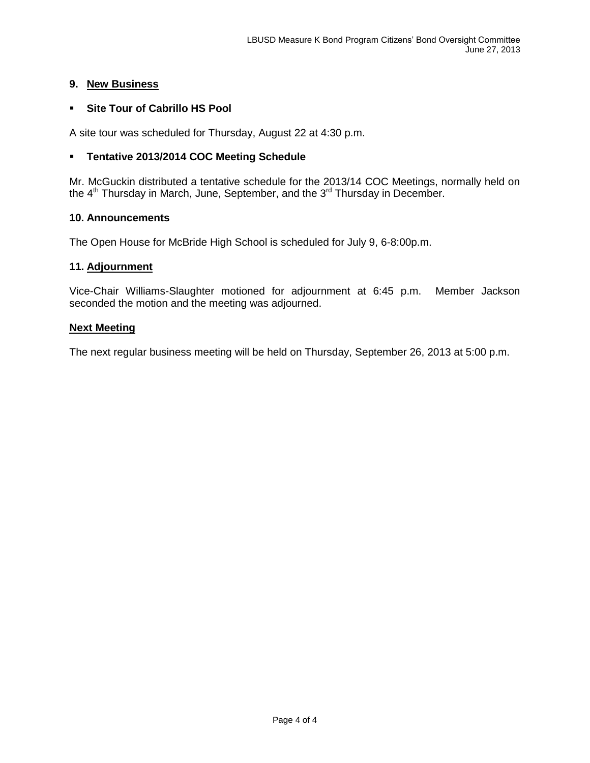## 9. New Business

- **Site Tour of Cabrillo HS Pool**

A site tour was scheduled for Thursday, August 22 at 4:30 p.m.

- **Tentative 2013/2014 COC Meeting Schedule**

Mr. McGuckin distributed a tentative schedule for the 2013/14 COC Meetings, normally held on the 4th Thursday in March, June, September, and the 3rd Thursday in December.

## 10. Announcements

The Open House for McBride High School is scheduled for July 9, 6-8:00p.m.

## 11. Adjournment

Vice-Chair Williams-Slaughter motioned for adjournment at 6:45 p.m. Member Jackson seconded the motion and the meeting was adjourned.

## Next Meeting

The next regular business meeting will be held on Thursday, September 26, 2013 at 5:00 p.m.